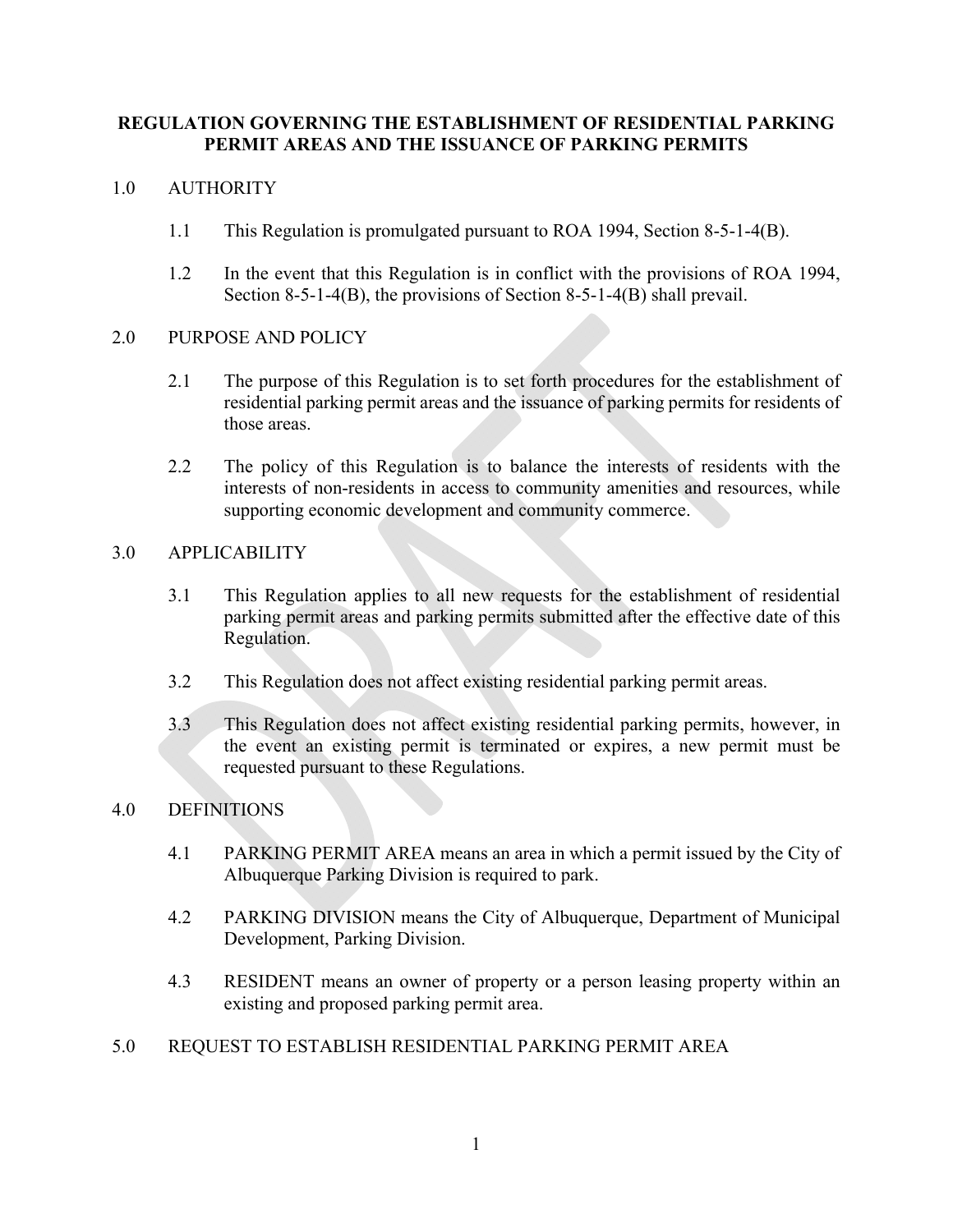# REGULATION GOVERNING THE ESTABLISHMENT OF RESIDENTIAL PARKING PERMIT AREAS AND THE ISSUANCE OF PARKING PERMITS

## 1.0 AUTHORITY

1.1 This Regulation is promulgated pursuant to ROA 1994, Section 8-5-1-4(B).

1.2 In the event that this Regulation is in conflict with the provisions of ROA 1994, Section 8-5-1-4(B), the provisions of Section 8-5-1-4(B) shall prevail.

## 2.0 PURPOSE AND POLICY

2.1 The purpose of this Regulation is to set forth procedures for the establishment of residential parking permit areas and the issuance of parking permits for residents of those areas.

2.2 The policy of this Regulation is to balance the interests of residents with the interests of non-residents in access to community amenities and resources, while supporting economic development and community commerce.

## 3.0 APPLICABILITY

3.1 This Regulation applies to all new requests for the establishment of residential parking permit areas and parking permits submitted after the effective date of this Regulation.

3.2 This Regulation does not affect existing residential parking permit areas.

3.3 This Regulation does not affect existing residential parking permits, however, in the event an existing permit is terminated or expires, a new permit must be requested pursuant to these Regulations.

## 4.0 DEFINITIONS

4.1 PARKING PERMIT AREA means an area in which a permit issued by the City of Albuquerque Parking Division is required to park.

4.2 PARKING DIVISION means the City of Albuquerque, Department of Municipal Development, Parking Division.

4.3 RESIDENT means an owner of property or a person leasing property within an existing and proposed parking permit area.

## 5.0 REQUEST TO ESTABLISH RESIDENTIAL PARKING PERMIT AREA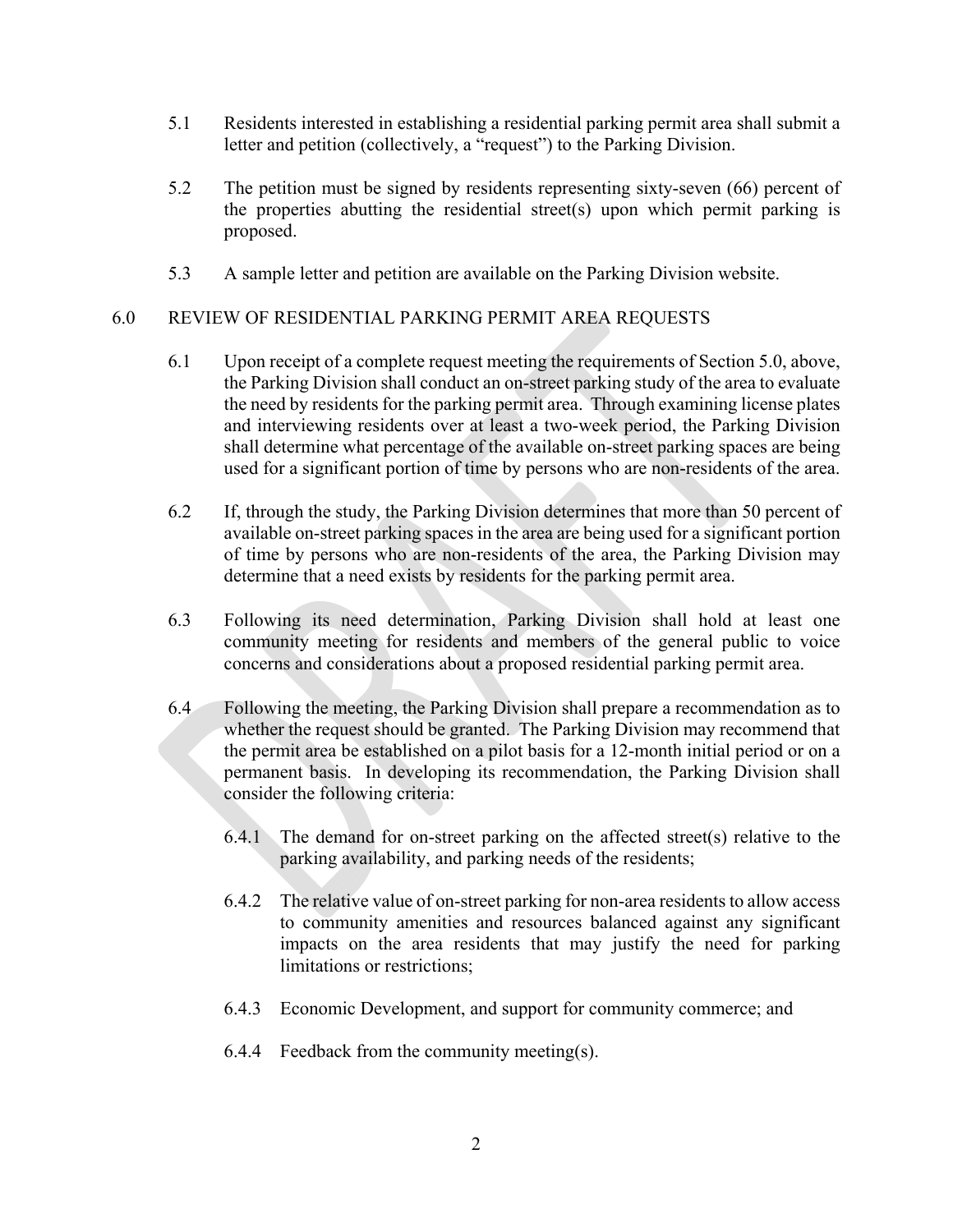5.1 Residents interested in establishing a residential parking permit area shall submit a letter and petition (collectively, a "request") to the Parking Division.

5.2 The petition must be signed by residents representing sixty-seven (66) percent of the properties abutting the residential street(s) upon which permit parking is proposed.

5.3 A sample letter and petition are available on the Parking Division website.

## 6.0 REVIEW OF RESIDENTIAL PARKING PERMIT AREA REQUESTS

6.1 Upon receipt of a complete request meeting the requirements of Section 5.0, above, the Parking Division shall conduct an on-street parking study of the area to evaluate the need by residents for the parking permit area. Through examining license plates and interviewing residents over at least a two-week period, the Parking Division shall determine what percentage of the available on-street parking spaces are being used for a significant portion of time by persons who are non-residents of the area.

6.2 If, through the study, the Parking Division determines that more than 50 percent of available on-street parking spaces in the area are being used for a significant portion of time by persons who are non-residents of the area, the Parking Division may determine that a need exists by residents for the parking permit area.

6.3 Following its need determination, Parking Division shall hold at least one community meeting for residents and members of the general public to voice concerns and considerations about a proposed residential parking permit area.

6.4 Following the meeting, the Parking Division shall prepare a recommendation as to whether the request should be granted. The Parking Division may recommend that the permit area be established on a pilot basis for a 12-month initial period or on a permanent basis. In developing its recommendation, the Parking Division shall consider the following criteria:

6.4.1 The demand for on-street parking on the affected street(s) relative to the parking availability, and parking needs of the residents;

6.4.2 The relative value of on-street parking for non-area residents to allow access to community amenities and resources balanced against any significant impacts on the area residents that may justify the need for parking limitations or restrictions;

6.4.3 Economic Development, and support for community commerce; and

6.4.4 Feedback from the community meeting(s).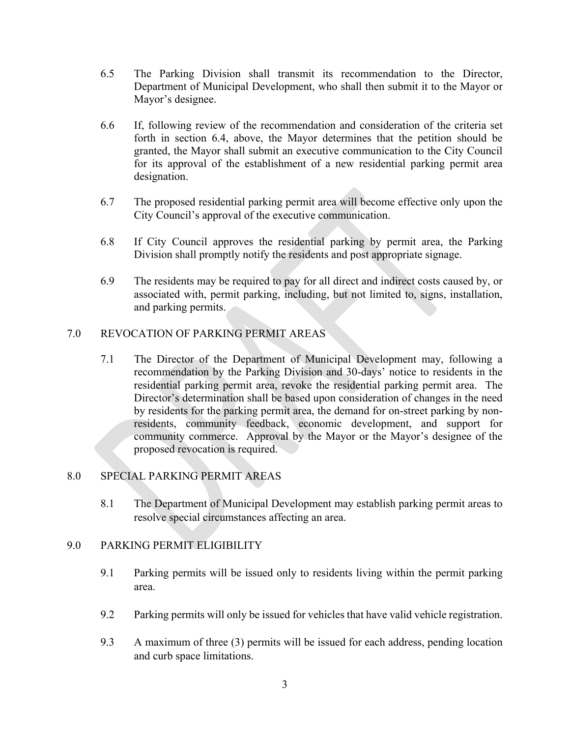6.5 The Parking Division shall transmit its recommendation to the Director, Department of Municipal Development, who shall then submit it to the Mayor or Mayor's designee.

6.6 If, following review of the recommendation and consideration of the criteria set forth in section 6.4, above, the Mayor determines that the petition should be granted, the Mayor shall submit an executive communication to the City Council for its approval of the establishment of a new residential parking permit area designation.

6.7 The proposed residential parking permit area will become effective only upon the City Council's approval of the executive communication.

6.8 If City Council approves the residential parking by permit area, the Parking Division shall promptly notify the residents and post appropriate signage.

6.9 The residents may be required to pay for all direct and indirect costs caused by, or associated with, permit parking, including, but not limited to, signs, installation, and parking permits.

## 7.0 REVOCATION OF PARKING PERMIT AREAS

7.1 The Director of the Department of Municipal Development may, following a recommendation by the Parking Division and 30-days' notice to residents in the residential parking permit area, revoke the residential parking permit area. The Director's determination shall be based upon consideration of changes in the need by residents for the parking permit area, the demand for on-street parking by non-residents, community feedback, economic development, and support for community commerce. Approval by the Mayor or the Mayor's designee of the proposed revocation is required.

## 8.0 SPECIAL PARKING PERMIT AREAS

8.1 The Department of Municipal Development may establish parking permit areas to resolve special circumstances affecting an area.

## 9.0 PARKING PERMIT ELIGIBILITY

9.1 Parking permits will be issued only to residents living within the permit parking area.

9.2 Parking permits will only be issued for vehicles that have valid vehicle registration.

9.3 A maximum of three (3) permits will be issued for each address, pending location and curb space limitations.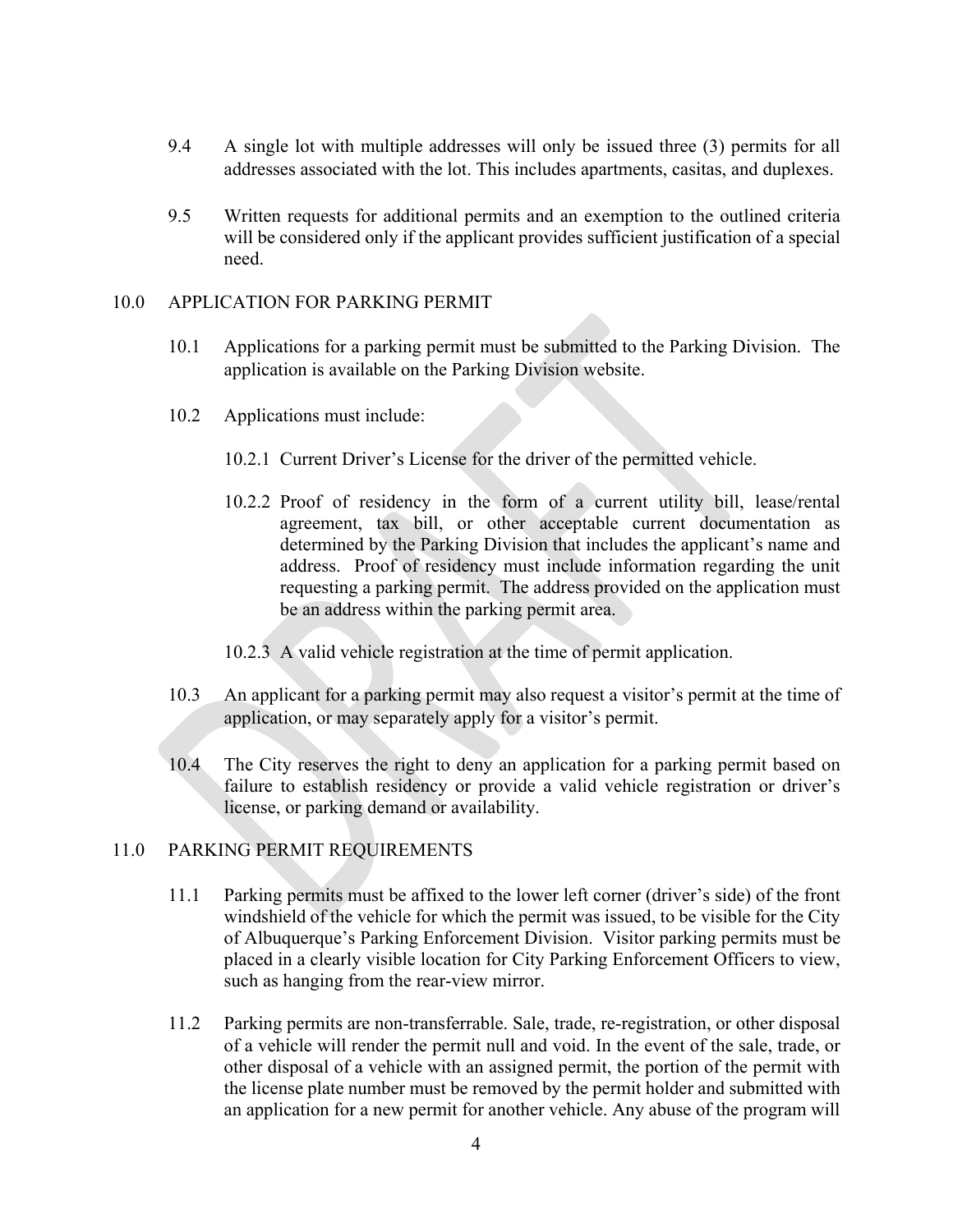9.4 A single lot with multiple addresses will only be issued three (3) permits for all addresses associated with the lot. This includes apartments, casitas, and duplexes.

9.5 Written requests for additional permits and an exemption to the outlined criteria will be considered only if the applicant provides sufficient justification of a special need.

## 10.0 APPLICATION FOR PARKING PERMIT

10.1 Applications for a parking permit must be submitted to the Parking Division. The application is available on the Parking Division website.

10.2 Applications must include:

10.2.1 Current Driver's License for the driver of the permitted vehicle.

10.2.2 Proof of residency in the form of a current utility bill, lease/rental agreement, tax bill, or other acceptable current documentation as determined by the Parking Division that includes the applicant's name and address. Proof of residency must include information regarding the unit requesting a parking permit. The address provided on the application must be an address within the parking permit area.

10.2.3 A valid vehicle registration at the time of permit application.

10.3 An applicant for a parking permit may also request a visitor's permit at the time of application, or may separately apply for a visitor's permit.

10.4 The City reserves the right to deny an application for a parking permit based on failure to establish residency or provide a valid vehicle registration or driver's license, or parking demand or availability.

## 11.0 PARKING PERMIT REQUIREMENTS

11.1 Parking permits must be affixed to the lower left corner (driver's side) of the front windshield of the vehicle for which the permit was issued, to be visible for the City of Albuquerque's Parking Enforcement Division. Visitor parking permits must be placed in a clearly visible location for City Parking Enforcement Officers to view, such as hanging from the rear-view mirror.

11.2 Parking permits are non-transferrable. Sale, trade, re-registration, or other disposal of a vehicle will render the permit null and void. In the event of the sale, trade, or other disposal of a vehicle with an assigned permit, the portion of the permit with the license plate number must be removed by the permit holder and submitted with an application for a new permit for another vehicle. Any abuse of the program will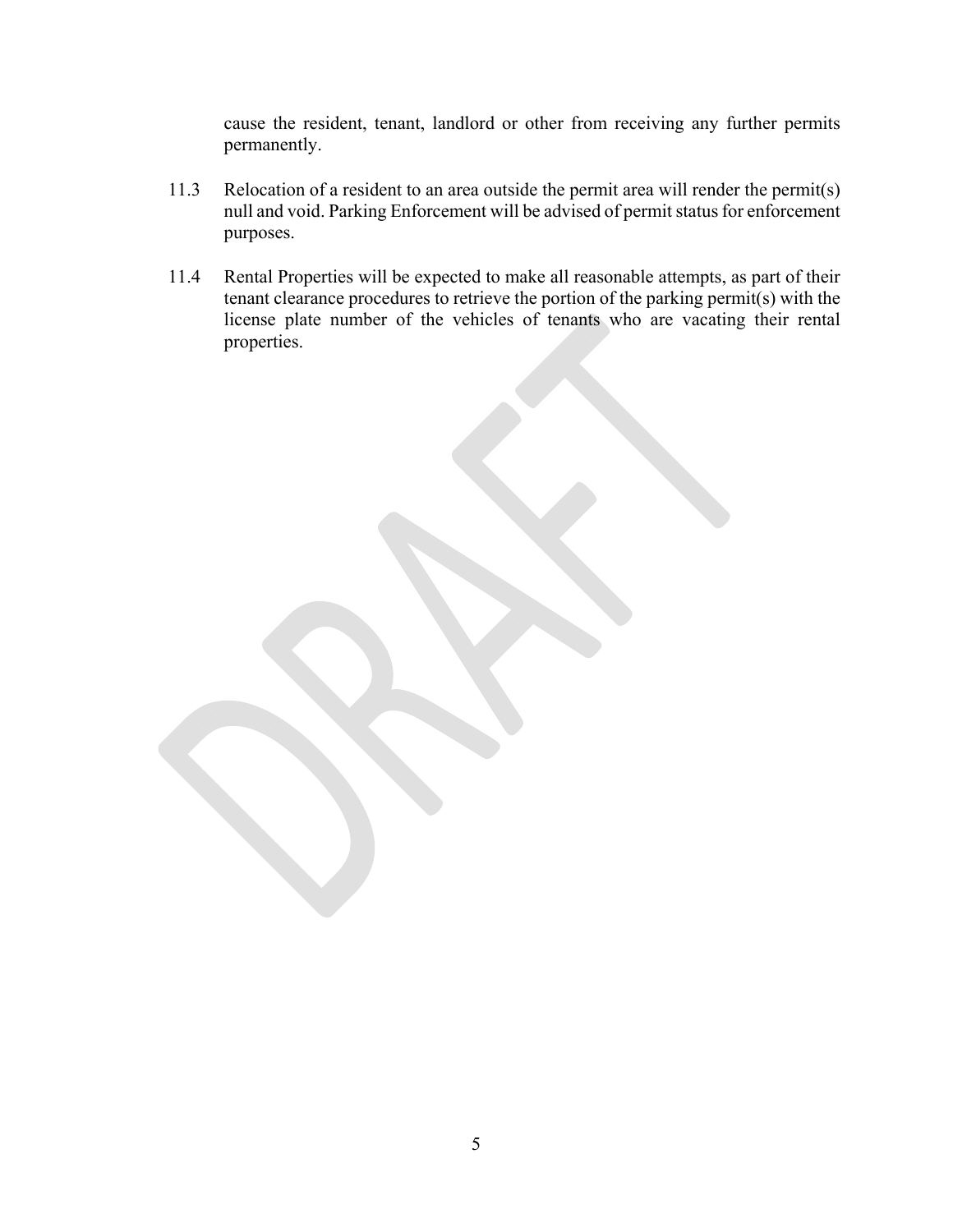cause the resident, tenant, landlord or other from receiving any further permits permanently.

11.3 Relocation of a resident to an area outside the permit area will render the permit(s) null and void. Parking Enforcement will be advised of permit status for enforcement purposes.

11.4 Rental Properties will be expected to make all reasonable attempts, as part of their tenant clearance procedures to retrieve the portion of the parking permit(s) with the license plate number of the vehicles of tenants who are vacating their rental properties.